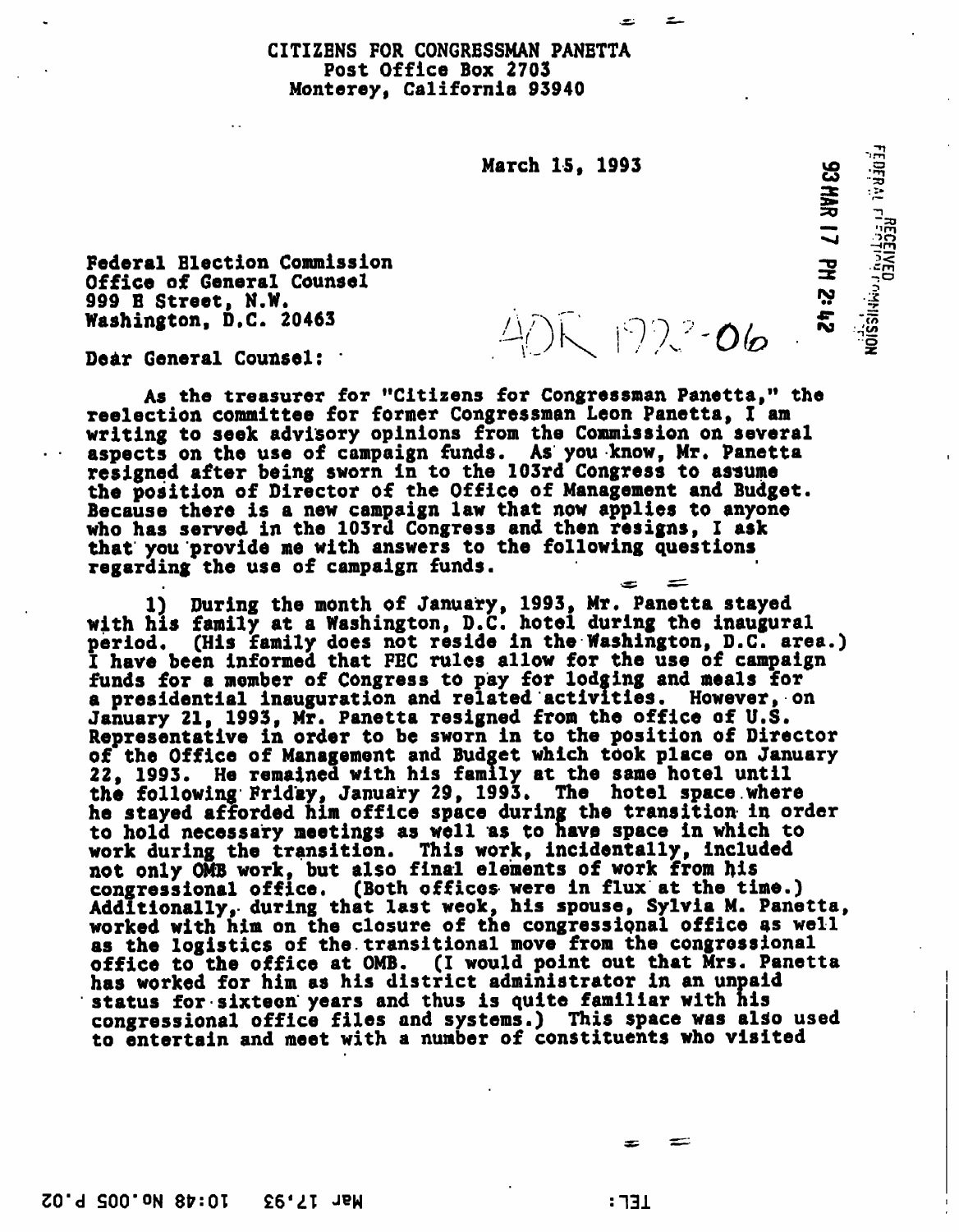CITIZENS FOR CONGRESSMAN PANETTA
Post Office Box 2703
Monterey, California 93940

March 15, 1993

Federal Election Commission
Office of General Counsel
999 E Street, N.W.
Washington, D.C. 20463

AOR 1993-06

RECEIVED
FEDERAL ELECTION COMMISSION
93 MAR 17 PM 2:42

Dear General Counsel:

As the treasurer for "Citizens for Congressman Panetta," the reelection committee for former Congressman Leon Panetta, I am writing to seek advisory opinions from the Commission on several aspects on the use of campaign funds. As you know, Mr. Panetta resigned after being sworn in to the 103rd Congress to assume the position of Director of the Office of Management and Budget. Because there is a new campaign law that now applies to anyone who has served in the 103rd Congress and then resigns, I ask that you provide me with answers to the following questions regarding the use of campaign funds.

1) During the month of January, 1993, Mr. Panetta stayed with his family at a Washington, D.C. hotel during the inaugural period. (His family does not reside in the Washington, D.C. area.) I have been informed that FEC rules allow for the use of campaign funds for a member of Congress to pay for lodging and meals for a presidential inauguration and related activities. However, on January 21, 1993, Mr. Panetta resigned from the office of U.S. Representative in order to be sworn in to the position of Director of the Office of Management and Budget which took place on January 22, 1993. He remained with his family at the same hotel until the following Friday, January 29, 1993. The hotel space where he stayed afforded him office space during the transition in order to hold necessary meetings as well as to have space in which to work during the transition. This work, incidentally, included not only OMB work, but also final elements of work from his congressional office. (Both offices were in flux at the time.) Additionally, during that last week, his spouse, Sylvia M. Panetta, worked with him on the closure of the congressional office as well as the logistics of the transitional move from the congressional office to the office at OMB. (I would point out that Mrs. Panetta has worked for him as his district administrator in an unpaid status for sixteen years and thus is quite familiar with his congressional office files and systems.) This space was also used to entertain and meet with a number of constituents who visited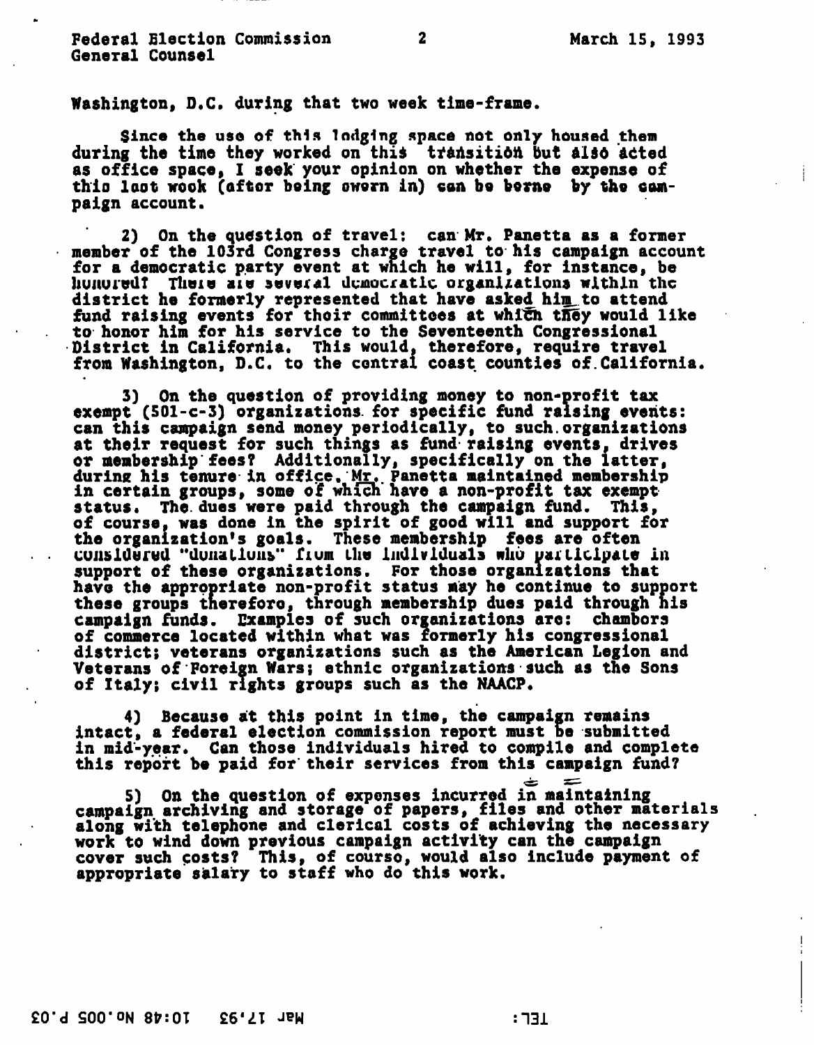Washington, D.C. during that two week time-frame.

Since the use of this lodging space not only housed them during the time they worked on this transition but also acted as office space, I seek your opinion on whether the expense of this last week (after being sworn in) can be borne by the campaign account.

2) On the question of travel: can Mr. Panetta as a former member of the 103rd Congress charge travel to his campaign account for a democratic party event at which he will, for instance, be honored? There are several democratic organizations within the district he formerly represented that have asked him to attend fund raising events for their committees at which they would like to honor him for his service to the Seventeenth Congressional District in California. This would, therefore, require travel from Washington, D.C. to the central coast counties of California.

3) On the question of providing money to non-profit tax exempt (501-c-3) organizations for specific fund raising events: can this campaign send money periodically, to such organizations at their request for such things as fund raising events, drives or membership fees? Additionally, specifically on the latter, during his tenure in office, Mr. Panetta maintained membership in certain groups, some of which have a non-profit tax exempt status. The dues were paid through the campaign fund. This, of course, was done in the spirit of good will and support for the organization's goals. These membership fees are often considered "donations" from the individuals who participate in support of these organizations. For those organizations that have the appropriate non-profit status may he continue to support these groups therefore, through membership dues paid through his campaign funds. Examples of such organizations are: chambers of commerce located within what was formerly his congressional district; veterans organizations such as the American Legion and Veterans of Foreign Wars; ethnic organizations such as the Sons of Italy; civil rights groups such as the NAACP.

4) Because at this point in time, the campaign remains intact, a federal election commission report must be submitted in mid-year. Can those individuals hired to compile and complete this report be paid for their services from this campaign fund?

5) On the question of expenses incurred in maintaining campaign archiving and storage of papers, files and other materials along with telephone and clerical costs of achieving the necessary work to wind down previous campaign activity can the campaign cover such costs? This, of course, would also include payment of appropriate salary to staff who do this work.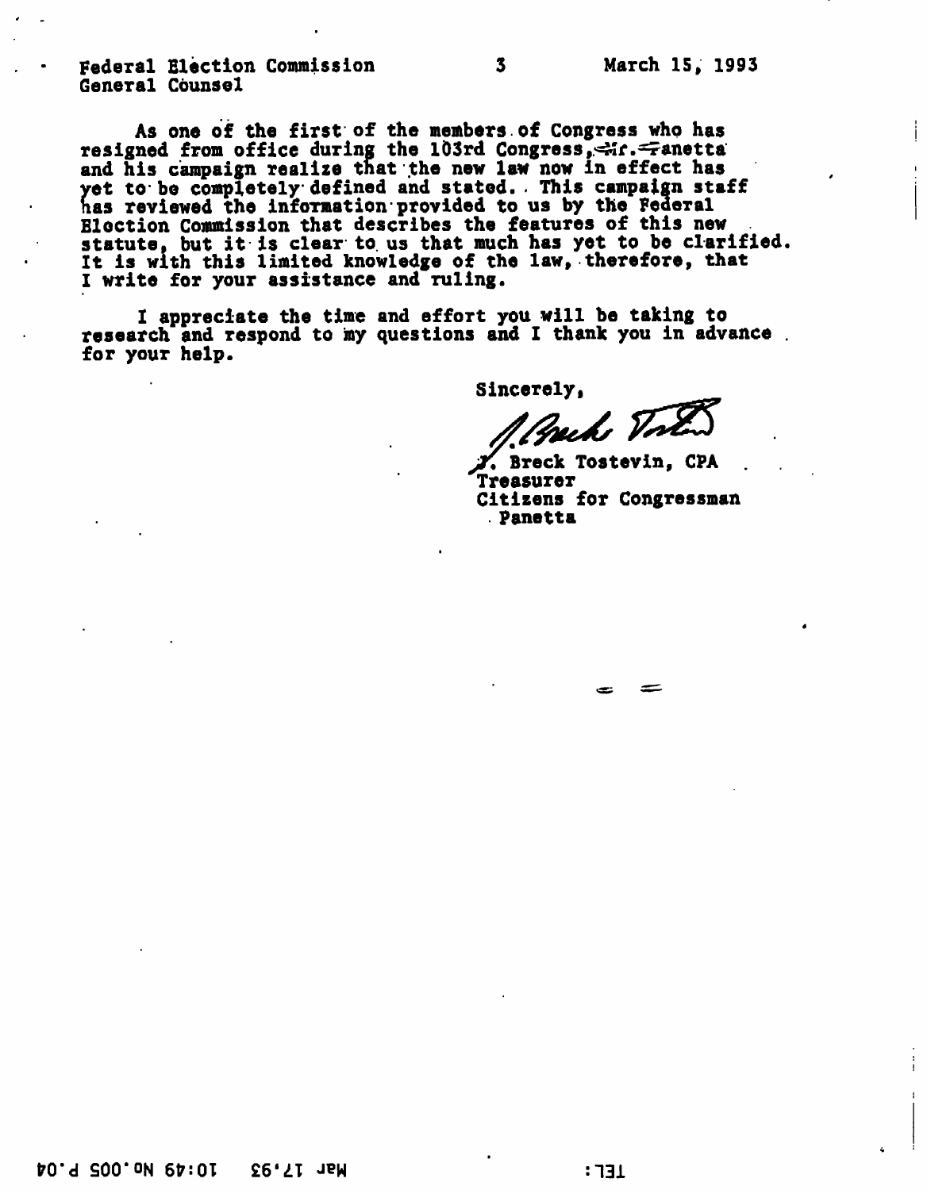Federal Election Commission
General Counsel

March 15, 1993

As one of the first of the members of Congress who has resigned from office during the 103rd Congress, Mr. Panetta and his campaign realize that the new law now in effect has yet to be completely defined and stated. This campaign staff has reviewed the information provided to us by the Federal Election Commission that describes the features of this new statute, but it is clear to us that much has yet to be clarified. It is with this limited knowledge of the law, therefore, that I write for your assistance and ruling.

I appreciate the time and effort you will be taking to research and respond to my questions and I thank you in advance for your help.

Sincerely,

J. Breck Tostevin, CPA
Treasurer
Citizens for Congressman Panetta

Mar 17,93 10:49 No.005 P.04
TEL: